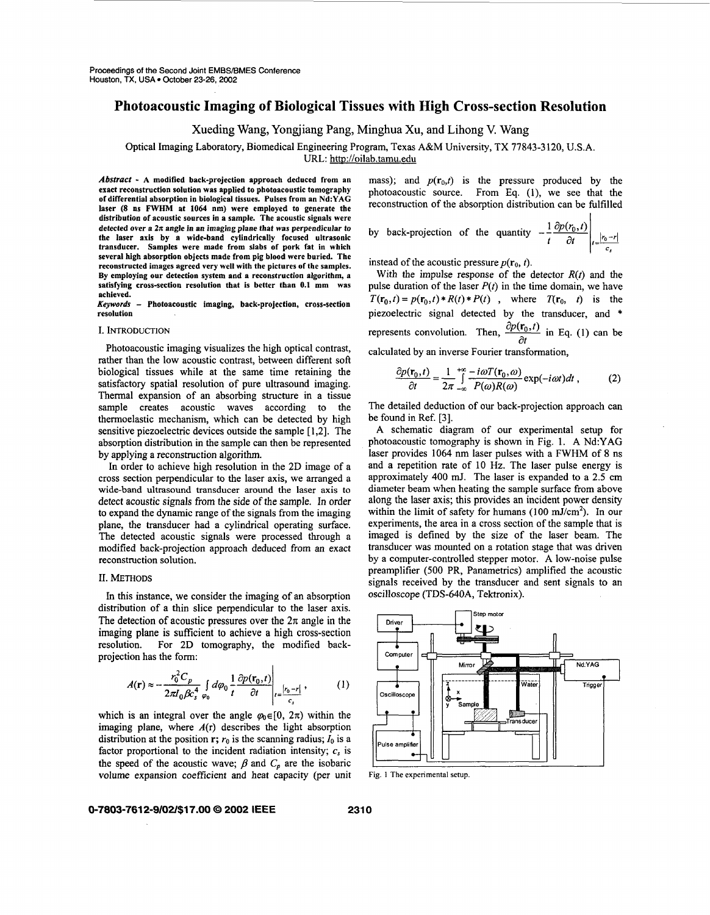# Photoacoustic Imaging of Biological Tissues with High Cross-section Resolution

Xueding Wang, Yongjiang Pang, Minghua Xu, and Lihong V. Wang

Optical Imaging Laboratory, Biomedical Engineering Program, Texas A&M University, TX 77843-3120, U.S.A.
URL: http://oilab.tamu.edu

***Abstract*** **- A modified back-projection approach deduced from an exact reconstruction solution was applied to photoacoustic tomography of differential absorption in biological tissues. Pulses from an Nd:YAG laser (8 ns FWHM at 1064 nm) were employed to generate the distribution of acoustic sources in a sample. The acoustic signals were detected over a 2π angle in an imaging plane that was perpendicular to the laser axis by a wide-band cylindrically focused ultrasonic transducer. Samples were made from slabs of pork fat in which several high absorption objects made from pig blood were buried. The reconstructed images agreed very well with the pictures of the samples. By employing our detection system and a reconstruction algorithm, a satisfying cross-section resolution that is better than 0.1 mm was achieved.**

***Keywords*** **- Photoacoustic imaging, back-projection, cross-section resolution**

## I. INTRODUCTION

Photoacoustic imaging visualizes the high optical contrast, rather than the low acoustic contrast, between different soft biological tissues while at the same time retaining the satisfactory spatial resolution of pure ultrasound imaging. Thermal expansion of an absorbing structure in a tissue sample creates acoustic waves according to the thermoelastic mechanism, which can be detected by high sensitive piezoelectric devices outside the sample [1,2]. The absorption distribution in the sample can then be represented by applying a reconstruction algorithm.

In order to achieve high resolution in the 2D image of a cross section perpendicular to the laser axis, we arranged a wide-band ultrasound transducer around the laser axis to detect acoustic signals from the side of the sample. In order to expand the dynamic range of the signals from the imaging plane, the transducer had a cylindrical operating surface. The detected acoustic signals were processed through a modified back-projection approach deduced from an exact reconstruction solution.

## II. METHODS

In this instance, we consider the imaging of an absorption distribution of a thin slice perpendicular to the laser axis. The detection of acoustic pressures over the $2\pi$ angle in the imaging plane is sufficient to achieve a high cross-section resolution. For 2D tomography, the modified back-projection has the form:

$$A(\mathbf{r}) \approx -\frac{r_0^2 C_p}{2\pi I_0 \beta c_s^4} \int_{\varphi_0} d\varphi_0 \frac{1}{t} \frac{\partial p(\mathbf{r}_0,t)}{\partial t}\bigg|_{t=\frac{|r_0-r|}{c_s}}, \tag{1}$$

which is an integral over the angle $\varphi_0 \in [0, 2\pi)$ within the imaging plane, where $A(\mathbf{r})$ describes the light absorption distribution at the position $\mathbf{r}$; $r_0$ is the scanning radius; $I_0$ is a factor proportional to the incident radiation intensity; $c_s$ is the speed of the acoustic wave; $\beta$ and $C_p$ are the isobaric volume expansion coefficient and heat capacity (per unit mass); and $p(\mathbf{r}_0,t)$ is the pressure produced by the photoacoustic source. From Eq. (1), we see that the reconstruction of the absorption distribution can be fulfilled by back-projection of the quantity $-\frac{1}{t}\frac{\partial p(r_0,t)}{\partial t}\Big|_{t=\frac{|r_0-r|}{c_s}}$ instead of the acoustic pressure $p(\mathbf{r}_0, t)$.

With the impulse response of the detector $R(t)$ and the pulse duration of the laser $P(t)$ in the time domain, we have $T(\mathbf{r}_0,t) = p(\mathbf{r}_0,t) * R(t) * P(t)$, where $T(\mathbf{r}_0, t)$ is the piezoelectric signal detected by the transducer, and * represents convolution. Then, $\frac{\partial p(\mathbf{r}_0,t)}{\partial t}$ in Eq. (1) can be calculated by an inverse Fourier transformation,

$$\frac{\partial p(\mathbf{r}_0,t)}{\partial t} = \frac{1}{2\pi}\int_{-\infty}^{+\infty} \frac{-i\omega T(\mathbf{r}_0,\omega)}{P(\omega)R(\omega)} \exp(-i\omega t)dt, \tag{2}$$

The detailed deduction of our back-projection approach can be found in Ref. [3].

A schematic diagram of our experimental setup for photoacoustic tomography is shown in Fig. 1. A Nd:YAG laser provides 1064 nm laser pulses with a FWHM of 8 ns and a repetition rate of 10 Hz. The laser pulse energy is approximately 400 mJ. The laser is expanded to a 2.5 cm diameter beam when heating the sample surface from above along the laser axis; this provides an incident power density within the limit of safety for humans (100 mJ/cm$^2$). In our experiments, the area in a cross section of the sample that is imaged is defined by the size of the laser beam. The transducer was mounted on a rotation stage that was driven by a computer-controlled stepper motor. A low-noise pulse preamplifier (500 PR, Panametrics) amplified the acoustic signals received by the transducer and sent signals to an oscilloscope (TDS-640A, Tektronix).

Fig. 1 The experimental setup.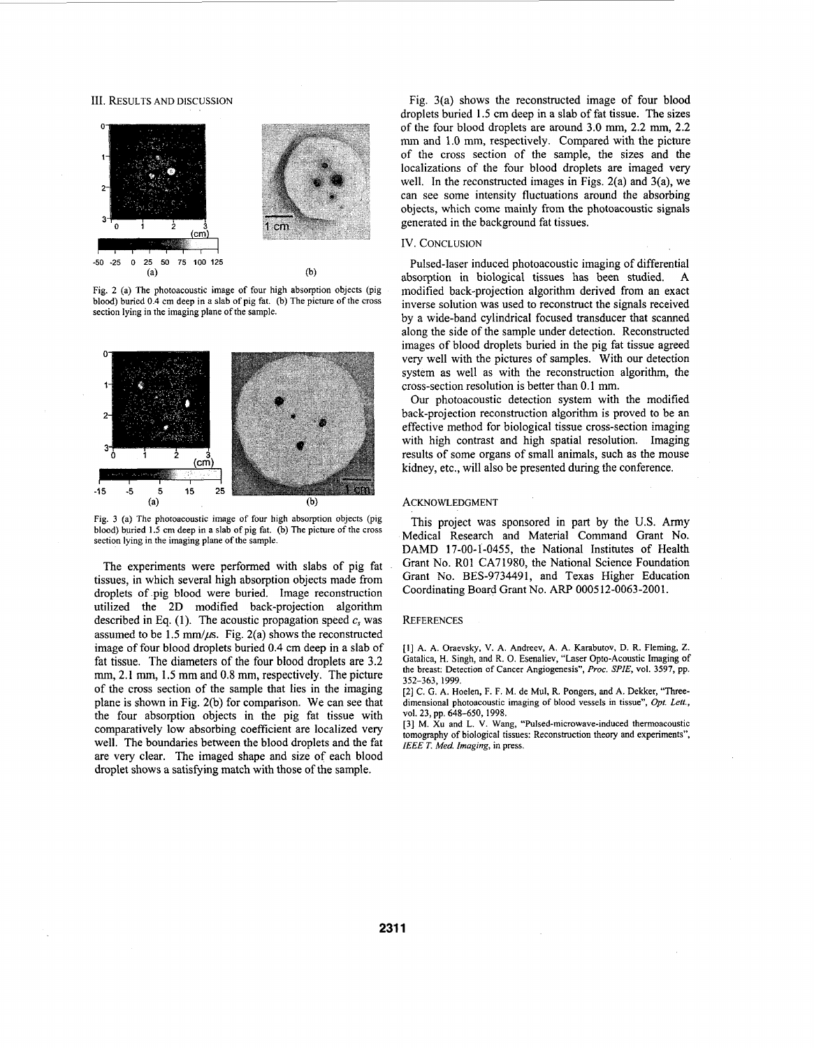## III. RESULTS AND DISCUSSION

0
1
2
3
0 1 2 3
(cm)
-50 -25 0 25 50 75 100 125
(a)

1 cm
(b)

Fig. 2 (a) The photoacoustic image of four high absorption objects (pig blood) buried 0.4 cm deep in a slab of pig fat. (b) The picture of the cross section lying in the imaging plane of the sample.

0
1
2
3
0 1 2 3
(cm)
-15 -5 5 15 25
(a)

1 cm
(b)

Fig. 3 (a) The photoacoustic image of four high absorption objects (pig blood) buried 1.5 cm deep in a slab of pig fat. (b) The picture of the cross section lying in the imaging plane of the sample.

The experiments were performed with slabs of pig fat tissues, in which several high absorption objects made from droplets of pig blood were buried. Image reconstruction utilized the 2D modified back-projection algorithm described in Eq. (1). The acoustic propagation speed $c_s$ was assumed to be 1.5 mm/$\mu$s. Fig. 2(a) shows the reconstructed image of four blood droplets buried 0.4 cm deep in a slab of fat tissue. The diameters of the four blood droplets are 3.2 mm, 2.1 mm, 1.5 mm and 0.8 mm, respectively. The picture of the cross section of the sample that lies in the imaging plane is shown in Fig. 2(b) for comparison. We can see that the four absorption objects in the pig fat tissue with comparatively low absorbing coefficient are localized very well. The boundaries between the blood droplets and the fat are very clear. The imaged shape and size of each blood droplet shows a satisfying match with those of the sample.

Fig. 3(a) shows the reconstructed image of four blood droplets buried 1.5 cm deep in a slab of fat tissue. The sizes of the four blood droplets are around 3.0 mm, 2.2 mm, 2.2 mm and 1.0 mm, respectively. Compared with the picture of the cross section of the sample, the sizes and the localizations of the four blood droplets are imaged very well. In the reconstructed images in Figs. 2(a) and 3(a), we can see some intensity fluctuations around the absorbing objects, which come mainly from the photoacoustic signals generated in the background fat tissues.

## IV. CONCLUSION

Pulsed-laser induced photoacoustic imaging of differential absorption in biological tissues has been studied. A modified back-projection algorithm derived from an exact inverse solution was used to reconstruct the signals received by a wide-band cylindrical focused transducer that scanned along the side of the sample under detection. Reconstructed images of blood droplets buried in the pig fat tissue agreed very well with the pictures of samples. With our detection system as well as with the reconstruction algorithm, the cross-section resolution is better than 0.1 mm.

Our photoacoustic detection system with the modified back-projection reconstruction algorithm is proved to be an effective method for biological tissue cross-section imaging with high contrast and high spatial resolution. Imaging results of some organs of small animals, such as the mouse kidney, etc., will also be presented during the conference.

## ACKNOWLEDGMENT

This project was sponsored in part by the U.S. Army Medical Research and Material Command Grant No. DAMD 17-00-1-0455, the National Institutes of Health Grant No. R01 CA71980, the National Science Foundation Grant No. BES-9734491, and Texas Higher Education Coordinating Board Grant No. ARP 000512-0063-2001.

## REFERENCES

[1] A. A. Oraevsky, V. A. Andreev, A. A. Karabutov, D. R. Fleming, Z. Gatalica, H. Singh, and R. O. Esenaliev, "Laser Opto-Acoustic Imaging of the breast: Detection of Cancer Angiogenesis", *Proc. SPIE*, vol. 3597, pp. 352-363, 1999.

[2] C. G. A. Hoelen, F. F. M. de Mul, R. Pongers, and A. Dekker, "Three-dimensional photoacoustic imaging of blood vessels in tissue", *Opt. Lett.*, vol. 23, pp. 648-650, 1998.

[3] M. Xu and L. V. Wang, "Pulsed-microwave-induced thermoacoustic tomography of biological tissues: Reconstruction theory and experiments", *IEEE T. Med. Imaging*, in press.